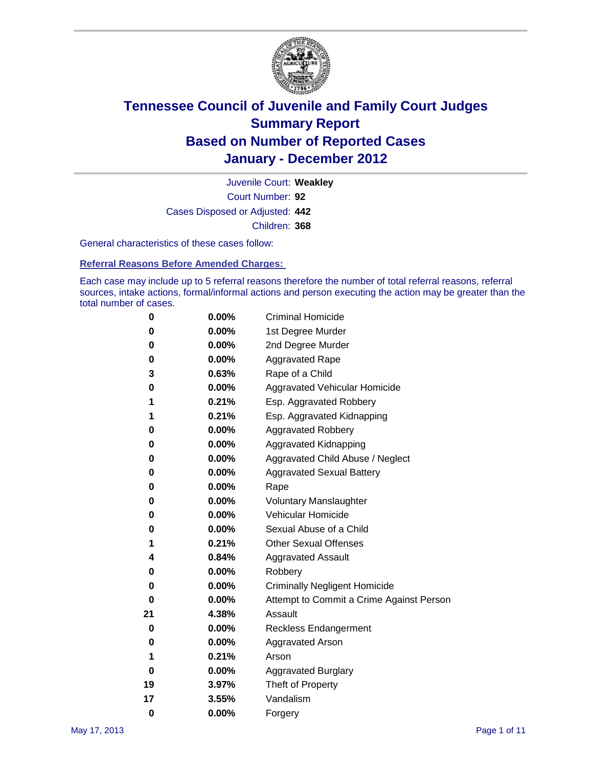# Tennessee Council of Juvenile and Family Court Judges
# Summary Report
# Based on Number of Reported Cases
# January - December 2012

Juvenile Court: **Weakley**

Court Number: **92**

Cases Disposed or Adjusted: **442**

Children: **368**

General characteristics of these cases follow:

### Referral Reasons Before Amended Charges:

Each case may include up to 5 referral reasons therefore the number of total referral reasons, referral sources, intake actions, formal/informal actions and person executing the action may be greater than the total number of cases.

| | | |
|---|---|---|
| 0 | 0.00% | Criminal Homicide |
| 0 | 0.00% | 1st Degree Murder |
| 0 | 0.00% | 2nd Degree Murder |
| 0 | 0.00% | Aggravated Rape |
| 3 | 0.63% | Rape of a Child |
| 0 | 0.00% | Aggravated Vehicular Homicide |
| 1 | 0.21% | Esp. Aggravated Robbery |
| 1 | 0.21% | Esp. Aggravated Kidnapping |
| 0 | 0.00% | Aggravated Robbery |
| 0 | 0.00% | Aggravated Kidnapping |
| 0 | 0.00% | Aggravated Child Abuse / Neglect |
| 0 | 0.00% | Aggravated Sexual Battery |
| 0 | 0.00% | Rape |
| 0 | 0.00% | Voluntary Manslaughter |
| 0 | 0.00% | Vehicular Homicide |
| 0 | 0.00% | Sexual Abuse of a Child |
| 1 | 0.21% | Other Sexual Offenses |
| 4 | 0.84% | Aggravated Assault |
| 0 | 0.00% | Robbery |
| 0 | 0.00% | Criminally Negligent Homicide |
| 0 | 0.00% | Attempt to Commit a Crime Against Person |
| 21 | 4.38% | Assault |
| 0 | 0.00% | Reckless Endangerment |
| 0 | 0.00% | Aggravated Arson |
| 1 | 0.21% | Arson |
| 0 | 0.00% | Aggravated Burglary |
| 19 | 3.97% | Theft of Property |
| 17 | 3.55% | Vandalism |
| 0 | 0.00% | Forgery |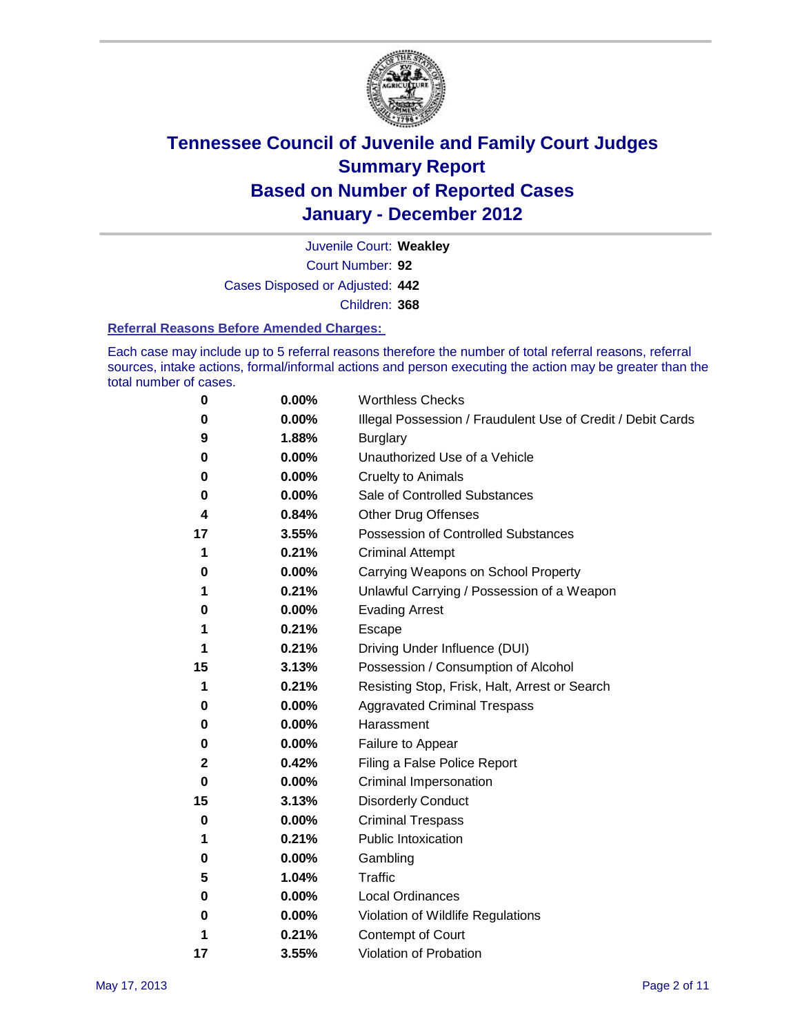# Tennessee Council of Juvenile and Family Court Judges
# Summary Report
# Based on Number of Reported Cases
# January - December 2012

Juvenile Court: **Weakley**

Court Number: **92**

Cases Disposed or Adjusted: **442**

Children: **368**

### Referral Reasons Before Amended Charges:

Each case may include up to 5 referral reasons therefore the number of total referral reasons, referral sources, intake actions, formal/informal actions and person executing the action may be greater than the total number of cases.

| | | |
|---|---|---|
| 0 | 0.00% | Worthless Checks |
| 0 | 0.00% | Illegal Possession / Fraudulent Use of Credit / Debit Cards |
| 9 | 1.88% | Burglary |
| 0 | 0.00% | Unauthorized Use of a Vehicle |
| 0 | 0.00% | Cruelty to Animals |
| 0 | 0.00% | Sale of Controlled Substances |
| 4 | 0.84% | Other Drug Offenses |
| 17 | 3.55% | Possession of Controlled Substances |
| 1 | 0.21% | Criminal Attempt |
| 0 | 0.00% | Carrying Weapons on School Property |
| 1 | 0.21% | Unlawful Carrying / Possession of a Weapon |
| 0 | 0.00% | Evading Arrest |
| 1 | 0.21% | Escape |
| 1 | 0.21% | Driving Under Influence (DUI) |
| 15 | 3.13% | Possession / Consumption of Alcohol |
| 1 | 0.21% | Resisting Stop, Frisk, Halt, Arrest or Search |
| 0 | 0.00% | Aggravated Criminal Trespass |
| 0 | 0.00% | Harassment |
| 0 | 0.00% | Failure to Appear |
| 2 | 0.42% | Filing a False Police Report |
| 0 | 0.00% | Criminal Impersonation |
| 15 | 3.13% | Disorderly Conduct |
| 0 | 0.00% | Criminal Trespass |
| 1 | 0.21% | Public Intoxication |
| 0 | 0.00% | Gambling |
| 5 | 1.04% | Traffic |
| 0 | 0.00% | Local Ordinances |
| 0 | 0.00% | Violation of Wildlife Regulations |
| 1 | 0.21% | Contempt of Court |
| 17 | 3.55% | Violation of Probation |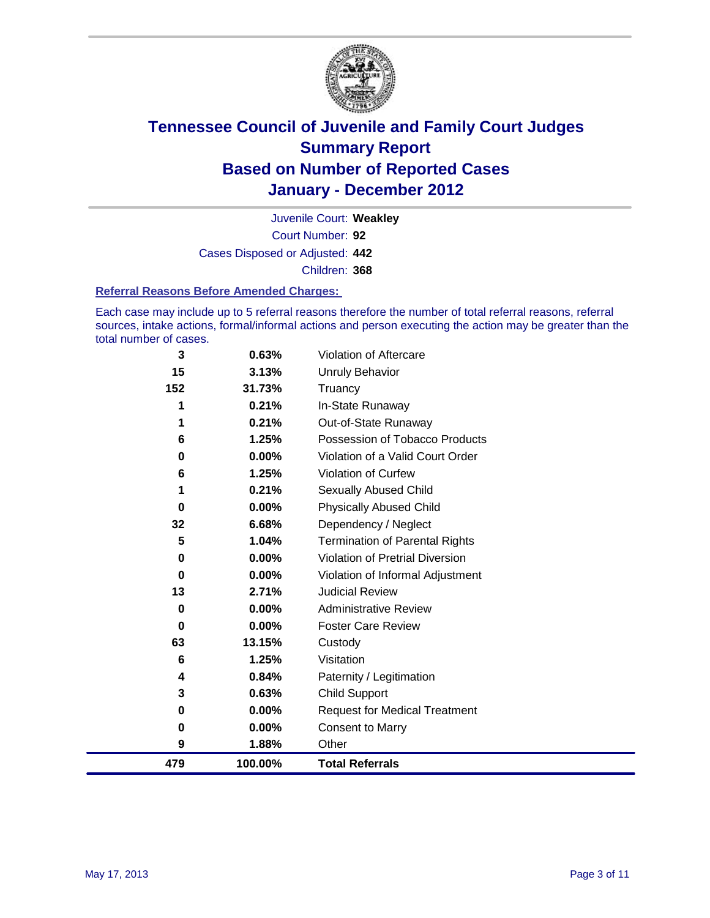# Tennessee Council of Juvenile and Family Court Judges
## Summary Report
## Based on Number of Reported Cases
## January - December 2012

Juvenile Court: **Weakley**

Court Number: **92**

Cases Disposed or Adjusted: **442**

Children: **368**

### Referral Reasons Before Amended Charges:

Each case may include up to 5 referral reasons therefore the number of total referral reasons, referral sources, intake actions, formal/informal actions and person executing the action may be greater than the total number of cases.

| Count | Percent | Referral Reason |
|---|---|---|
| 3 | 0.63% | Violation of Aftercare |
| 15 | 3.13% | Unruly Behavior |
| 152 | 31.73% | Truancy |
| 1 | 0.21% | In-State Runaway |
| 1 | 0.21% | Out-of-State Runaway |
| 6 | 1.25% | Possession of Tobacco Products |
| 0 | 0.00% | Violation of a Valid Court Order |
| 6 | 1.25% | Violation of Curfew |
| 1 | 0.21% | Sexually Abused Child |
| 0 | 0.00% | Physically Abused Child |
| 32 | 6.68% | Dependency / Neglect |
| 5 | 1.04% | Termination of Parental Rights |
| 0 | 0.00% | Violation of Pretrial Diversion |
| 0 | 0.00% | Violation of Informal Adjustment |
| 13 | 2.71% | Judicial Review |
| 0 | 0.00% | Administrative Review |
| 0 | 0.00% | Foster Care Review |
| 63 | 13.15% | Custody |
| 6 | 1.25% | Visitation |
| 4 | 0.84% | Paternity / Legitimation |
| 3 | 0.63% | Child Support |
| 0 | 0.00% | Request for Medical Treatment |
| 0 | 0.00% | Consent to Marry |
| 9 | 1.88% | Other |
| **479** | **100.00%** | **Total Referrals** |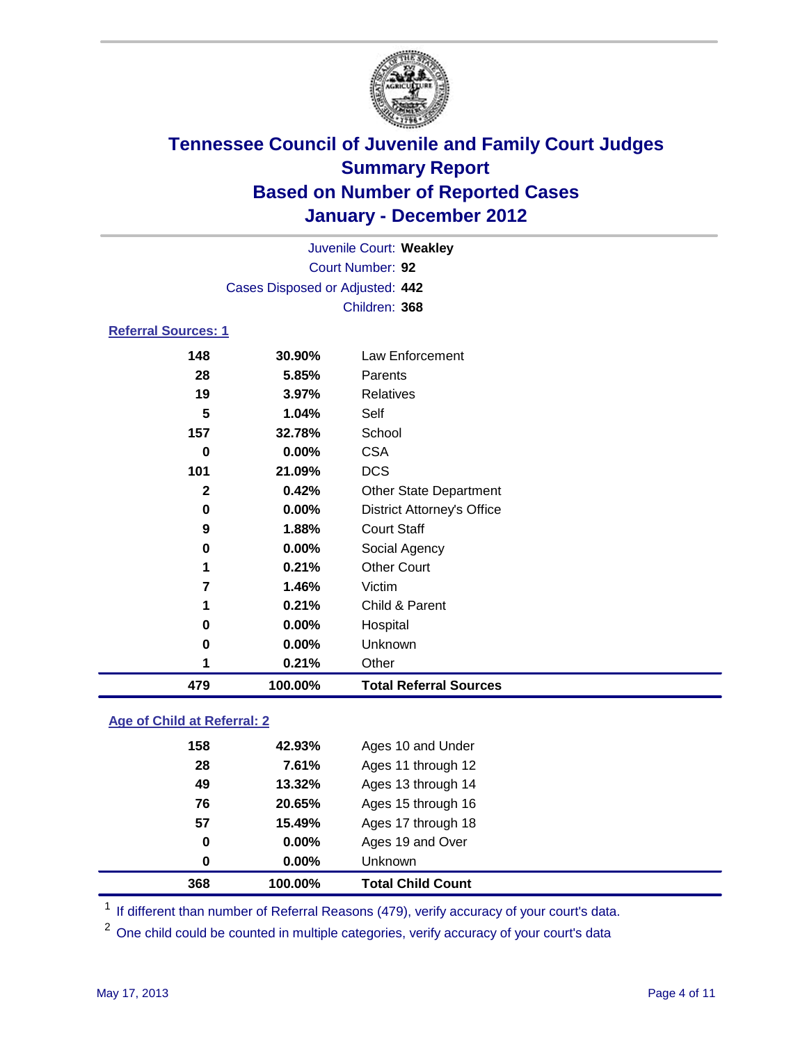# Tennessee Council of Juvenile and Family Court Judges
## Summary Report
## Based on Number of Reported Cases
## January - December 2012

Juvenile Court: **Weakley**
Court Number: **92**
Cases Disposed or Adjusted: **442**
Children: **368**

### Referral Sources: 1

| | | |
|---|---|---|
| 148 | 30.90% | Law Enforcement |
| 28 | 5.85% | Parents |
| 19 | 3.97% | Relatives |
| 5 | 1.04% | Self |
| 157 | 32.78% | School |
| 0 | 0.00% | CSA |
| 101 | 21.09% | DCS |
| 2 | 0.42% | Other State Department |
| 0 | 0.00% | District Attorney's Office |
| 9 | 1.88% | Court Staff |
| 0 | 0.00% | Social Agency |
| 1 | 0.21% | Other Court |
| 7 | 1.46% | Victim |
| 1 | 0.21% | Child & Parent |
| 0 | 0.00% | Hospital |
| 0 | 0.00% | Unknown |
| 1 | 0.21% | Other |
| **479** | **100.00%** | **Total Referral Sources** |

### Age of Child at Referral: 2

| | | |
|---|---|---|
| 158 | 42.93% | Ages 10 and Under |
| 28 | 7.61% | Ages 11 through 12 |
| 49 | 13.32% | Ages 13 through 14 |
| 76 | 20.65% | Ages 15 through 16 |
| 57 | 15.49% | Ages 17 through 18 |
| 0 | 0.00% | Ages 19 and Over |
| 0 | 0.00% | Unknown |
| **368** | **100.00%** | **Total Child Count** |

[1] If different than number of Referral Reasons (479), verify accuracy of your court's data.

[2] One child could be counted in multiple categories, verify accuracy of your court's data

May 17, 2013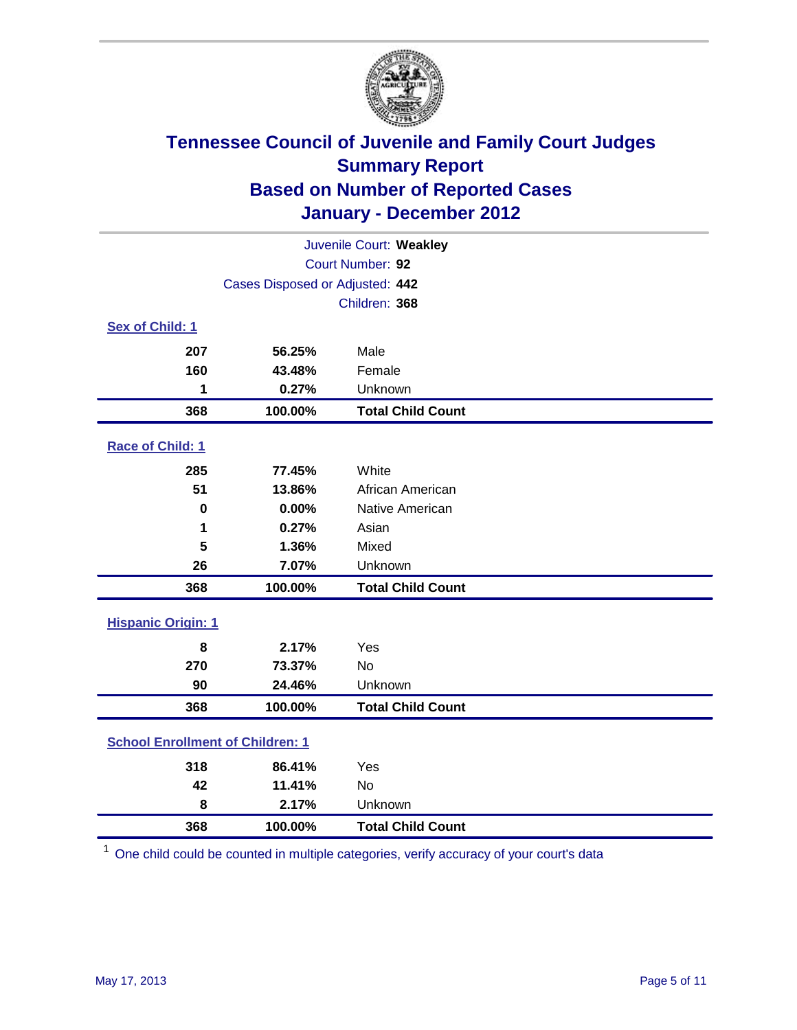# Tennessee Council of Juvenile and Family Court Judges
## Summary Report
## Based on Number of Reported Cases
## January - December 2012

Juvenile Court: **Weakley**
Court Number: **92**
Cases Disposed or Adjusted: **442**
Children: **368**

### Sex of Child: 1

| | | |
|---|---|---|
| 207 | 56.25% | Male |
| 160 | 43.48% | Female |
| 1 | 0.27% | Unknown |
| **368** | **100.00%** | **Total Child Count** |

### Race of Child: 1

| | | |
|---|---|---|
| 285 | 77.45% | White |
| 51 | 13.86% | African American |
| 0 | 0.00% | Native American |
| 1 | 0.27% | Asian |
| 5 | 1.36% | Mixed |
| 26 | 7.07% | Unknown |
| **368** | **100.00%** | **Total Child Count** |

### Hispanic Origin: 1

| | | |
|---|---|---|
| 8 | 2.17% | Yes |
| 270 | 73.37% | No |
| 90 | 24.46% | Unknown |
| **368** | **100.00%** | **Total Child Count** |

### School Enrollment of Children: 1

| | | |
|---|---|---|
| 318 | 86.41% | Yes |
| 42 | 11.41% | No |
| 8 | 2.17% | Unknown |
| **368** | **100.00%** | **Total Child Count** |

[1] One child could be counted in multiple categories, verify accuracy of your court's data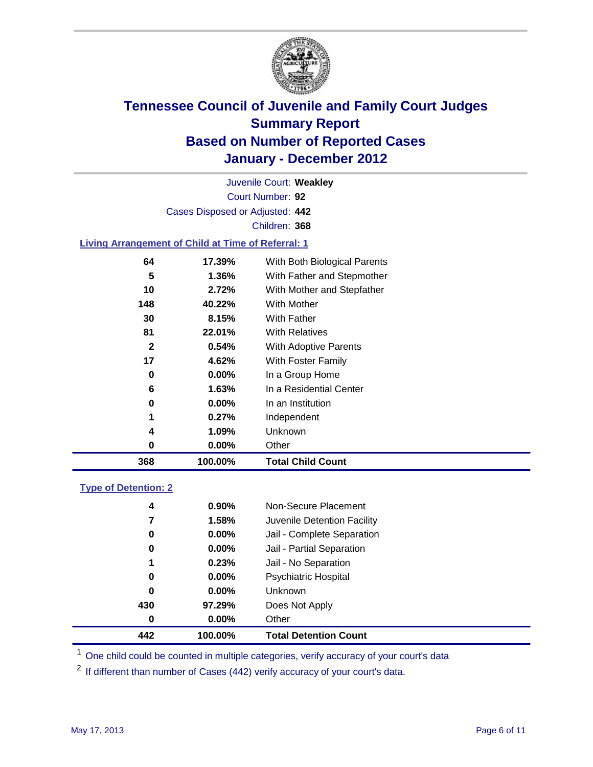# Tennessee Council of Juvenile and Family Court Judges
## Summary Report
## Based on Number of Reported Cases
## January - December 2012

Juvenile Court: **Weakley**

Court Number: **92**

Cases Disposed or Adjusted: **442**

Children: **368**

### Living Arrangement of Child at Time of Referral: 1

| Count | Percent | Category |
|---|---|---|
| 64 | 17.39% | With Both Biological Parents |
| 5 | 1.36% | With Father and Stepmother |
| 10 | 2.72% | With Mother and Stepfather |
| 148 | 40.22% | With Mother |
| 30 | 8.15% | With Father |
| 81 | 22.01% | With Relatives |
| 2 | 0.54% | With Adoptive Parents |
| 17 | 4.62% | With Foster Family |
| 0 | 0.00% | In a Group Home |
| 6 | 1.63% | In a Residential Center |
| 0 | 0.00% | In an Institution |
| 1 | 0.27% | Independent |
| 4 | 1.09% | Unknown |
| 0 | 0.00% | Other |
| **368** | **100.00%** | **Total Child Count** |

### Type of Detention: 2

| Count | Percent | Category |
|---|---|---|
| 4 | 0.90% | Non-Secure Placement |
| 7 | 1.58% | Juvenile Detention Facility |
| 0 | 0.00% | Jail - Complete Separation |
| 0 | 0.00% | Jail - Partial Separation |
| 1 | 0.23% | Jail - No Separation |
| 0 | 0.00% | Psychiatric Hospital |
| 0 | 0.00% | Unknown |
| 430 | 97.29% | Does Not Apply |
| 0 | 0.00% | Other |
| **442** | **100.00%** | **Total Detention Count** |

[1] One child could be counted in multiple categories, verify accuracy of your court's data

[2] If different than number of Cases (442) verify accuracy of your court's data.

May 17, 2013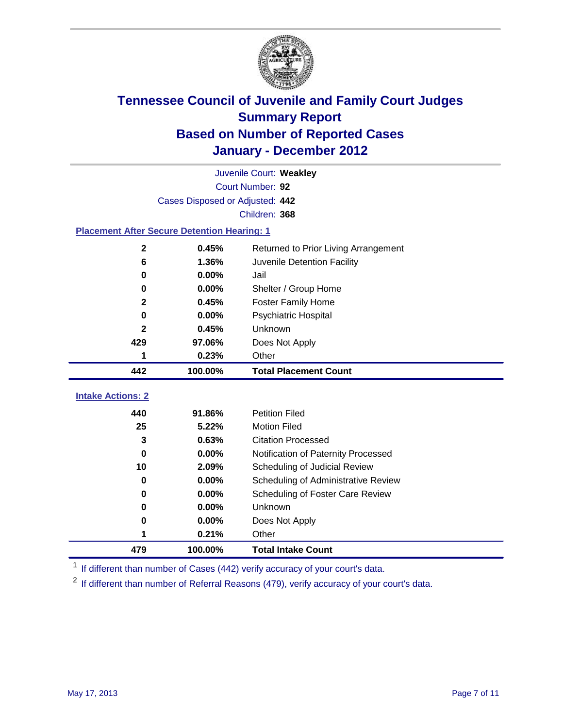# Tennessee Council of Juvenile and Family Court Judges
## Summary Report
## Based on Number of Reported Cases
## January - December 2012

Juvenile Court: **Weakley**

Court Number: **92**

Cases Disposed or Adjusted: **442**

Children: **368**

### Placement After Secure Detention Hearing: 1

| Count | Percent | Placement |
|---|---|---|
| 2 | 0.45% | Returned to Prior Living Arrangement |
| 6 | 1.36% | Juvenile Detention Facility |
| 0 | 0.00% | Jail |
| 0 | 0.00% | Shelter / Group Home |
| 2 | 0.45% | Foster Family Home |
| 0 | 0.00% | Psychiatric Hospital |
| 2 | 0.45% | Unknown |
| 429 | 97.06% | Does Not Apply |
| 1 | 0.23% | Other |
| **442** | **100.00%** | **Total Placement Count** |

### Intake Actions: 2

| Count | Percent | Intake Action |
|---|---|---|
| 440 | 91.86% | Petition Filed |
| 25 | 5.22% | Motion Filed |
| 3 | 0.63% | Citation Processed |
| 0 | 0.00% | Notification of Paternity Processed |
| 10 | 2.09% | Scheduling of Judicial Review |
| 0 | 0.00% | Scheduling of Administrative Review |
| 0 | 0.00% | Scheduling of Foster Care Review |
| 0 | 0.00% | Unknown |
| 0 | 0.00% | Does Not Apply |
| 1 | 0.21% | Other |
| **479** | **100.00%** | **Total Intake Count** |

[1] If different than number of Cases (442) verify accuracy of your court's data.

[2] If different than number of Referral Reasons (479), verify accuracy of your court's data.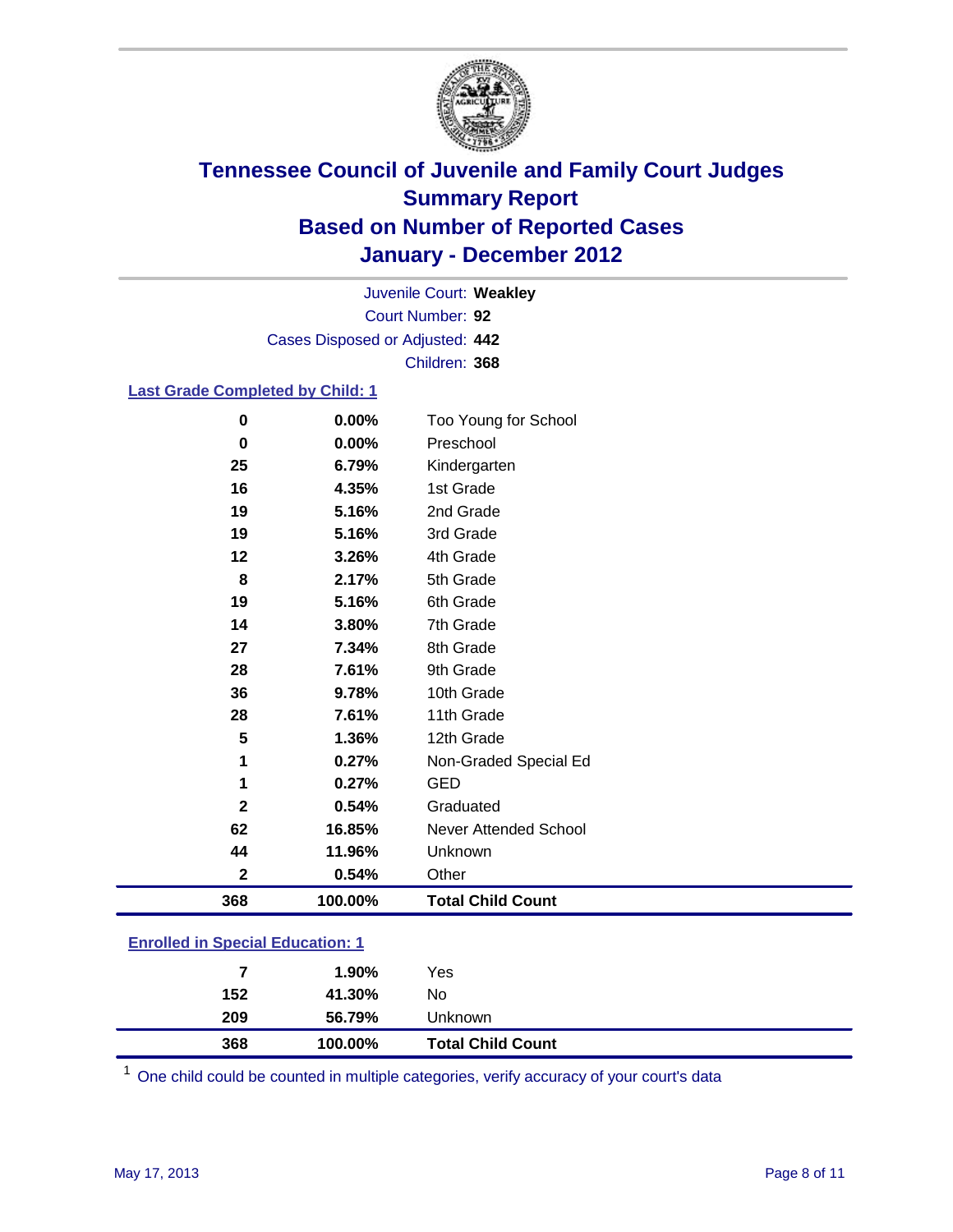# Tennessee Council of Juvenile and Family Court Judges
## Summary Report
## Based on Number of Reported Cases
## January - December 2012

Juvenile Court: **Weakley**
Court Number: **92**
Cases Disposed or Adjusted: **442**
Children: **368**

### Last Grade Completed by Child: 1

| Count | Percent | Category |
|---|---|---|
| 0 | 0.00% | Too Young for School |
| 0 | 0.00% | Preschool |
| 25 | 6.79% | Kindergarten |
| 16 | 4.35% | 1st Grade |
| 19 | 5.16% | 2nd Grade |
| 19 | 5.16% | 3rd Grade |
| 12 | 3.26% | 4th Grade |
| 8 | 2.17% | 5th Grade |
| 19 | 5.16% | 6th Grade |
| 14 | 3.80% | 7th Grade |
| 27 | 7.34% | 8th Grade |
| 28 | 7.61% | 9th Grade |
| 36 | 9.78% | 10th Grade |
| 28 | 7.61% | 11th Grade |
| 5 | 1.36% | 12th Grade |
| 1 | 0.27% | Non-Graded Special Ed |
| 1 | 0.27% | GED |
| 2 | 0.54% | Graduated |
| 62 | 16.85% | Never Attended School |
| 44 | 11.96% | Unknown |
| 2 | 0.54% | Other |
| **368** | **100.00%** | **Total Child Count** |

### Enrolled in Special Education: 1

| Count | Percent | Category |
|---|---|---|
| 7 | 1.90% | Yes |
| 152 | 41.30% | No |
| 209 | 56.79% | Unknown |
| **368** | **100.00%** | **Total Child Count** |

[1] One child could be counted in multiple categories, verify accuracy of your court's data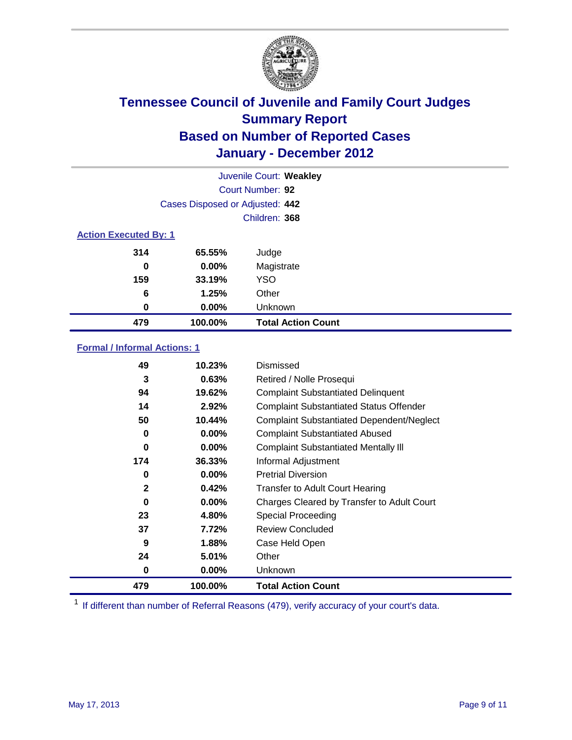# Tennessee Council of Juvenile and Family Court Judges
## Summary Report
## Based on Number of Reported Cases
## January - December 2012

Juvenile Court: **Weakley**

Court Number: **92**

Cases Disposed or Adjusted: **442**

Children: **368**

### Action Executed By: 1

| | | |
|---|---|---|
| 314 | 65.55% | Judge |
| 0 | 0.00% | Magistrate |
| 159 | 33.19% | YSO |
| 6 | 1.25% | Other |
| 0 | 0.00% | Unknown |
| **479** | **100.00%** | **Total Action Count** |

### Formal / Informal Actions: 1

| | | |
|---|---|---|
| 49 | 10.23% | Dismissed |
| 3 | 0.63% | Retired / Nolle Prosequi |
| 94 | 19.62% | Complaint Substantiated Delinquent |
| 14 | 2.92% | Complaint Substantiated Status Offender |
| 50 | 10.44% | Complaint Substantiated Dependent/Neglect |
| 0 | 0.00% | Complaint Substantiated Abused |
| 0 | 0.00% | Complaint Substantiated Mentally Ill |
| 174 | 36.33% | Informal Adjustment |
| 0 | 0.00% | Pretrial Diversion |
| 2 | 0.42% | Transfer to Adult Court Hearing |
| 0 | 0.00% | Charges Cleared by Transfer to Adult Court |
| 23 | 4.80% | Special Proceeding |
| 37 | 7.72% | Review Concluded |
| 9 | 1.88% | Case Held Open |
| 24 | 5.01% | Other |
| 0 | 0.00% | Unknown |
| **479** | **100.00%** | **Total Action Count** |

[1] If different than number of Referral Reasons (479), verify accuracy of your court's data.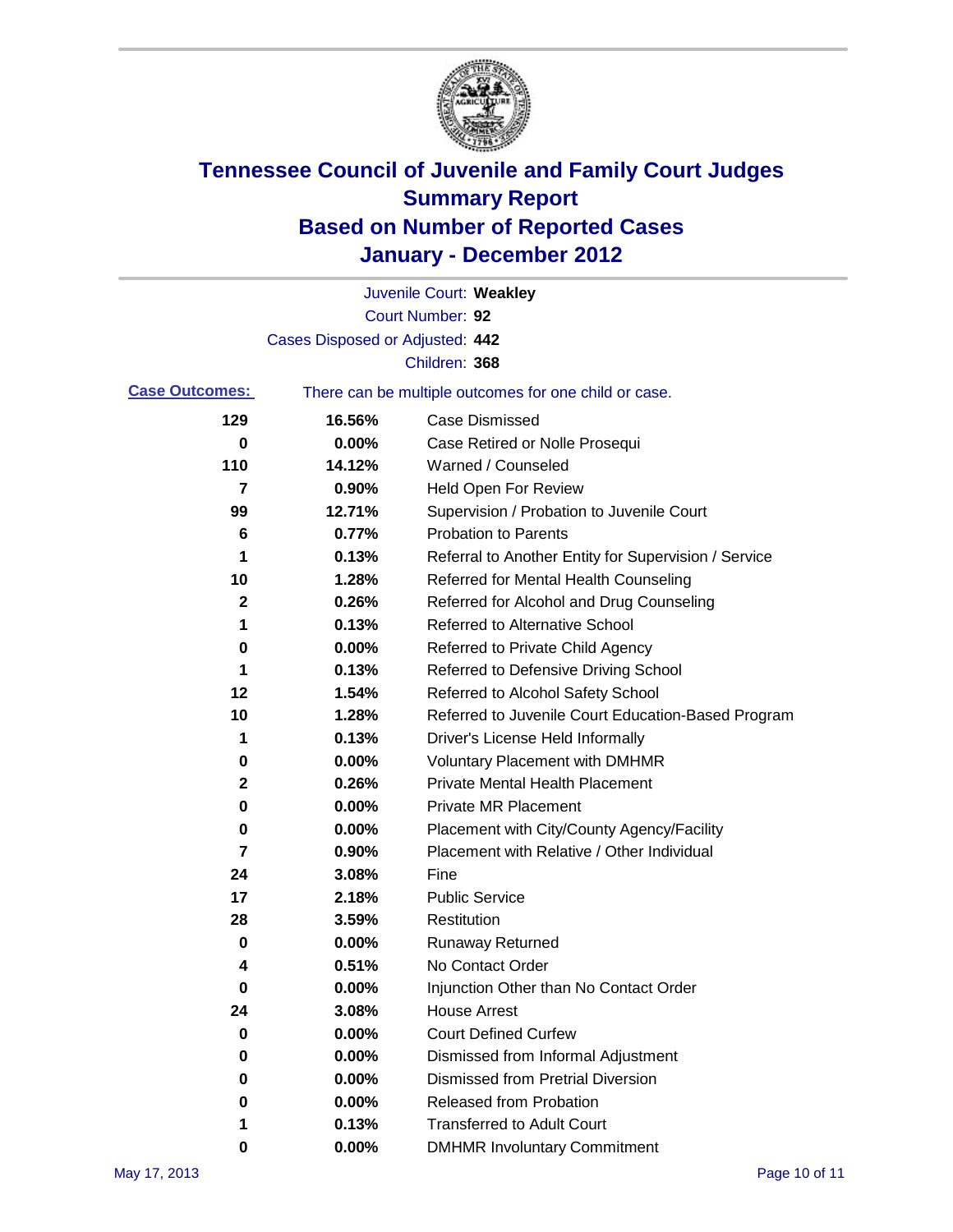# Tennessee Council of Juvenile and Family Court Judges
## Summary Report
## Based on Number of Reported Cases
## January - December 2012

Juvenile Court: **Weakley**

Court Number: **92**

Cases Disposed or Adjusted: **442**

Children: **368**

**Case Outcomes:** There can be multiple outcomes for one child or case.

| Count | Percent | Outcome |
|---|---|---|
| 129 | 16.56% | Case Dismissed |
| 0 | 0.00% | Case Retired or Nolle Prosequi |
| 110 | 14.12% | Warned / Counseled |
| 7 | 0.90% | Held Open For Review |
| 99 | 12.71% | Supervision / Probation to Juvenile Court |
| 6 | 0.77% | Probation to Parents |
| 1 | 0.13% | Referral to Another Entity for Supervision / Service |
| 10 | 1.28% | Referred for Mental Health Counseling |
| 2 | 0.26% | Referred for Alcohol and Drug Counseling |
| 1 | 0.13% | Referred to Alternative School |
| 0 | 0.00% | Referred to Private Child Agency |
| 1 | 0.13% | Referred to Defensive Driving School |
| 12 | 1.54% | Referred to Alcohol Safety School |
| 10 | 1.28% | Referred to Juvenile Court Education-Based Program |
| 1 | 0.13% | Driver's License Held Informally |
| 0 | 0.00% | Voluntary Placement with DMHMR |
| 2 | 0.26% | Private Mental Health Placement |
| 0 | 0.00% | Private MR Placement |
| 0 | 0.00% | Placement with City/County Agency/Facility |
| 7 | 0.90% | Placement with Relative / Other Individual |
| 24 | 3.08% | Fine |
| 17 | 2.18% | Public Service |
| 28 | 3.59% | Restitution |
| 0 | 0.00% | Runaway Returned |
| 4 | 0.51% | No Contact Order |
| 0 | 0.00% | Injunction Other than No Contact Order |
| 24 | 3.08% | House Arrest |
| 0 | 0.00% | Court Defined Curfew |
| 0 | 0.00% | Dismissed from Informal Adjustment |
| 0 | 0.00% | Dismissed from Pretrial Diversion |
| 0 | 0.00% | Released from Probation |
| 1 | 0.13% | Transferred to Adult Court |
| 0 | 0.00% | DMHMR Involuntary Commitment |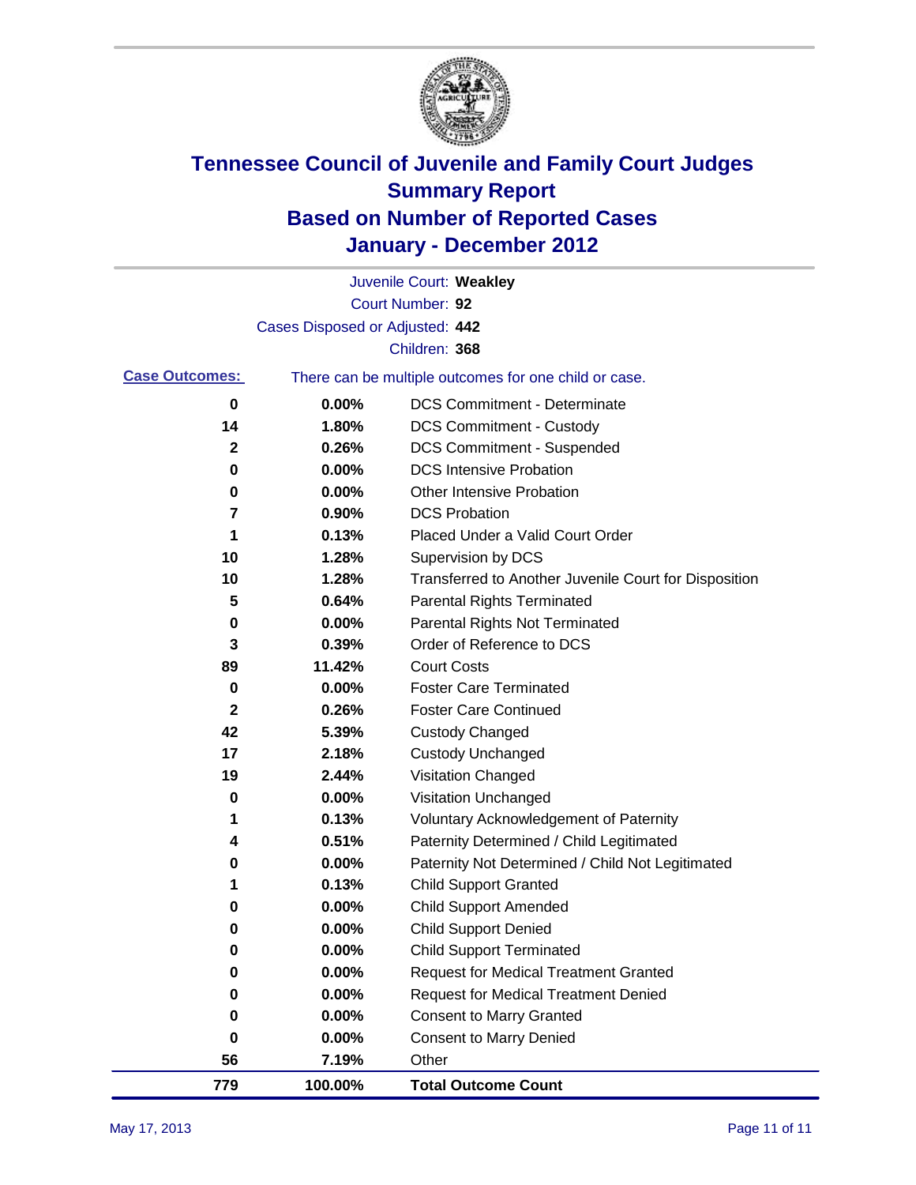# Tennessee Council of Juvenile and Family Court Judges
## Summary Report
## Based on Number of Reported Cases
## January - December 2012

Juvenile Court: **Weakley**

Court Number: **92**

Cases Disposed or Adjusted: **442**

Children: **368**

**Case Outcomes:** There can be multiple outcomes for one child or case.

| | | |
|---|---|---|
| 0 | 0.00% | DCS Commitment - Determinate |
| 14 | 1.80% | DCS Commitment - Custody |
| 2 | 0.26% | DCS Commitment - Suspended |
| 0 | 0.00% | DCS Intensive Probation |
| 0 | 0.00% | Other Intensive Probation |
| 7 | 0.90% | DCS Probation |
| 1 | 0.13% | Placed Under a Valid Court Order |
| 10 | 1.28% | Supervision by DCS |
| 10 | 1.28% | Transferred to Another Juvenile Court for Disposition |
| 5 | 0.64% | Parental Rights Terminated |
| 0 | 0.00% | Parental Rights Not Terminated |
| 3 | 0.39% | Order of Reference to DCS |
| 89 | 11.42% | Court Costs |
| 0 | 0.00% | Foster Care Terminated |
| 2 | 0.26% | Foster Care Continued |
| 42 | 5.39% | Custody Changed |
| 17 | 2.18% | Custody Unchanged |
| 19 | 2.44% | Visitation Changed |
| 0 | 0.00% | Visitation Unchanged |
| 1 | 0.13% | Voluntary Acknowledgement of Paternity |
| 4 | 0.51% | Paternity Determined / Child Legitimated |
| 0 | 0.00% | Paternity Not Determined / Child Not Legitimated |
| 1 | 0.13% | Child Support Granted |
| 0 | 0.00% | Child Support Amended |
| 0 | 0.00% | Child Support Denied |
| 0 | 0.00% | Child Support Terminated |
| 0 | 0.00% | Request for Medical Treatment Granted |
| 0 | 0.00% | Request for Medical Treatment Denied |
| 0 | 0.00% | Consent to Marry Granted |
| 0 | 0.00% | Consent to Marry Denied |
| 56 | 7.19% | Other |
| **779** | **100.00%** | **Total Outcome Count** |